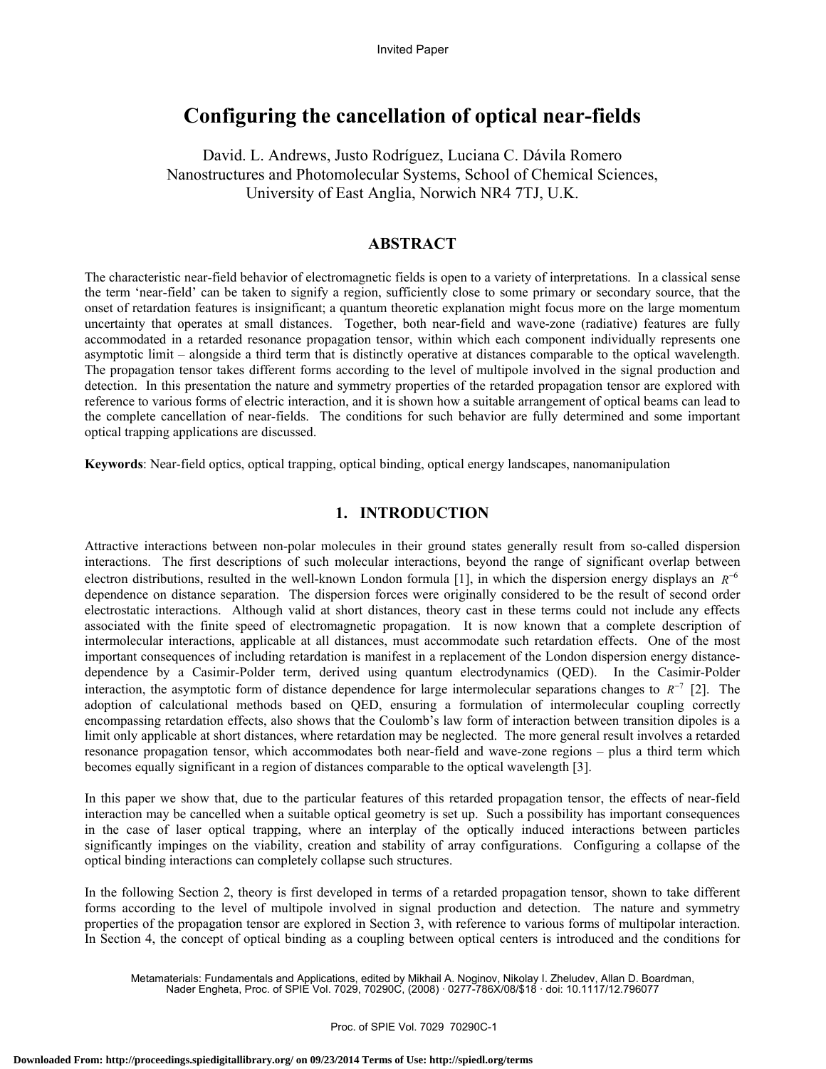Invited Paper

# Configuring the cancellation of optical near-fields

David. L. Andrews, Justo Rodríguez, Luciana C. Dávila Romero
Nanostructures and Photomolecular Systems, School of Chemical Sciences,
University of East Anglia, Norwich NR4 7TJ, U.K.

## ABSTRACT

The characteristic near-field behavior of electromagnetic fields is open to a variety of interpretations. In a classical sense the term 'near-field' can be taken to signify a region, sufficiently close to some primary or secondary source, that the onset of retardation features is insignificant; a quantum theoretic explanation might focus more on the large momentum uncertainty that operates at small distances. Together, both near-field and wave-zone (radiative) features are fully accommodated in a retarded resonance propagation tensor, within which each component individually represents one asymptotic limit – alongside a third term that is distinctly operative at distances comparable to the optical wavelength. The propagation tensor takes different forms according to the level of multipole involved in the signal production and detection. In this presentation the nature and symmetry properties of the retarded propagation tensor are explored with reference to various forms of electric interaction, and it is shown how a suitable arrangement of optical beams can lead to the complete cancellation of near-fields. The conditions for such behavior are fully determined and some important optical trapping applications are discussed.

**Keywords**: Near-field optics, optical trapping, optical binding, optical energy landscapes, nanomanipulation

## 1. INTRODUCTION

Attractive interactions between non-polar molecules in their ground states generally result from so-called dispersion interactions. The first descriptions of such molecular interactions, beyond the range of significant overlap between electron distributions, resulted in the well-known London formula [1], in which the dispersion energy displays an $R^{-6}$ dependence on distance separation. The dispersion forces were originally considered to be the result of second order electrostatic interactions. Although valid at short distances, theory cast in these terms could not include any effects associated with the finite speed of electromagnetic propagation. It is now known that a complete description of intermolecular interactions, applicable at all distances, must accommodate such retardation effects. One of the most important consequences of including retardation is manifest in a replacement of the London dispersion energy distance-dependence by a Casimir-Polder term, derived using quantum electrodynamics (QED). In the Casimir-Polder interaction, the asymptotic form of distance dependence for large intermolecular separations changes to $R^{-7}$ [2]. The adoption of calculational methods based on QED, ensuring a formulation of intermolecular coupling correctly encompassing retardation effects, also shows that the Coulomb's law form of interaction between transition dipoles is a limit only applicable at short distances, where retardation may be neglected. The more general result involves a retarded resonance propagation tensor, which accommodates both near-field and wave-zone regions – plus a third term which becomes equally significant in a region of distances comparable to the optical wavelength [3].

In this paper we show that, due to the particular features of this retarded propagation tensor, the effects of near-field interaction may be cancelled when a suitable optical geometry is set up. Such a possibility has important consequences in the case of laser optical trapping, where an interplay of the optically induced interactions between particles significantly impinges on the viability, creation and stability of array configurations. Configuring a collapse of the optical binding interactions can completely collapse such structures.

In the following Section 2, theory is first developed in terms of a retarded propagation tensor, shown to take different forms according to the level of multipole involved in signal production and detection. The nature and symmetry properties of the propagation tensor are explored in Section 3, with reference to various forms of multipolar interaction. In Section 4, the concept of optical binding as a coupling between optical centers is introduced and the conditions for

Metamaterials: Fundamentals and Applications, edited by Mikhail A. Noginov, Nikolay I. Zheludev, Allan D. Boardman, Nader Engheta, Proc. of SPIE Vol. 7029, 70290C, (2008) · 0277-786X/08/$18 · doi: 10.1117/12.796077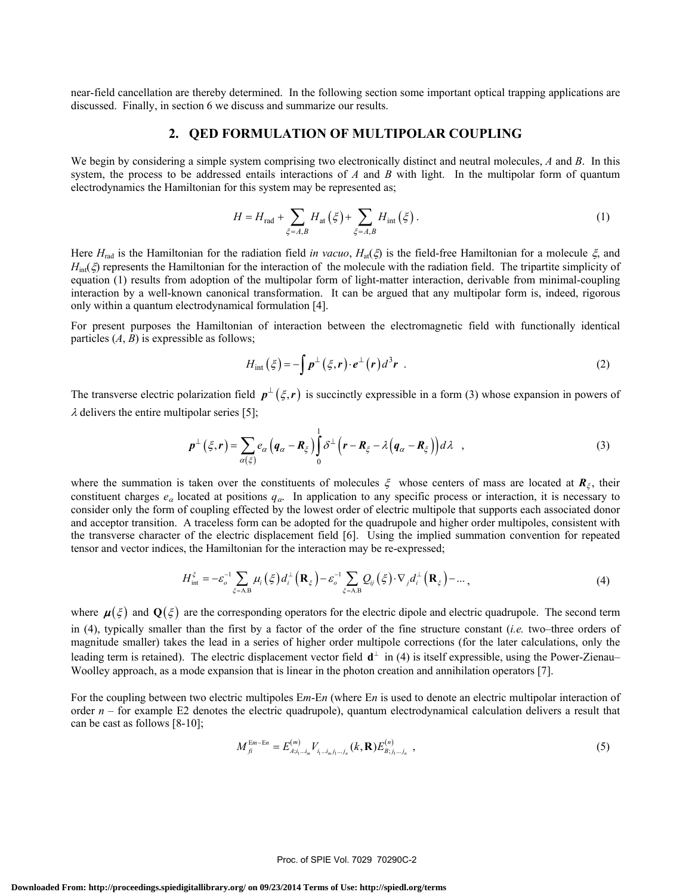near-field cancellation are thereby determined. In the following section some important optical trapping applications are discussed. Finally, in section 6 we discuss and summarize our results.

## 2. QED FORMULATION OF MULTIPOLAR COUPLING

We begin by considering a simple system comprising two electronically distinct and neutral molecules, *A* and *B*. In this system, the process to be addressed entails interactions of *A* and *B* with light. In the multipolar form of quantum electrodynamics the Hamiltonian for this system may be represented as;

$$H = H_{\text{rad}} + \sum_{\xi=A,B} H_{\text{at}}(\xi) + \sum_{\xi=A,B} H_{\text{int}}(\xi) \, . \tag{1}$$

Here $H_{\text{rad}}$ is the Hamiltonian for the radiation field *in vacuo*, $H_{\text{at}}(\xi)$ is the field-free Hamiltonian for a molecule $\xi$, and $H_{\text{int}}(\xi)$ represents the Hamiltonian for the interaction of the molecule with the radiation field. The tripartite simplicity of equation (1) results from adoption of the multipolar form of light-matter interaction, derivable from minimal-coupling interaction by a well-known canonical transformation. It can be argued that any multipolar form is, indeed, rigorous only within a quantum electrodynamical formulation [4].

For present purposes the Hamiltonian of interaction between the electromagnetic field with functionally identical particles (*A*, *B*) is expressible as follows;

$$H_{\text{int}}(\xi) = -\int \boldsymbol{p}^{\perp}(\xi, \boldsymbol{r}) \cdot \boldsymbol{e}^{\perp}(\boldsymbol{r}) \, d^3\boldsymbol{r} \quad . \tag{2}$$

The transverse electric polarization field $\boldsymbol{p}^{\perp}(\xi, \boldsymbol{r})$ is succinctly expressible in a form (3) whose expansion in powers of $\lambda$ delivers the entire multipolar series [5];

$$\boldsymbol{p}^{\perp}(\xi, \boldsymbol{r}) = \sum_{\alpha(\xi)} e_{\alpha} \left( \boldsymbol{q}_{\alpha} - \boldsymbol{R}_{\xi} \right) \int_0^1 \delta^{\perp}\left( \boldsymbol{r} - \boldsymbol{R}_{\xi} - \lambda \left( \boldsymbol{q}_{\alpha} - \boldsymbol{R}_{\xi} \right) \right) d\lambda \quad , \tag{3}$$

where the summation is taken over the constituents of molecules $\xi$ whose centers of mass are located at $\boldsymbol{R}_{\xi}$, their constituent charges $e_{\alpha}$ located at positions $q_{\alpha}$. In application to any specific process or interaction, it is necessary to consider only the form of coupling effected by the lowest order of electric multipole that supports each associated donor and acceptor transition. A traceless form can be adopted for the quadrupole and higher order multipoles, consistent with the transverse character of the electric displacement field [6]. Using the implied summation convention for repeated tensor and vector indices, the Hamiltonian for the interaction may be re-expressed;

$$H_{\text{int}}^{\xi} = -\varepsilon_o^{-1} \sum_{\xi=\text{A,B}} \mu_i(\xi) d_i^{\perp}(\mathbf{R}_{\xi}) - \varepsilon_o^{-1} \sum_{\xi=\text{A,B}} Q_{ij}(\xi) \cdot \nabla_j d_i^{\perp}(\mathbf{R}_{\xi}) - \ldots \, , \tag{4}$$

where $\boldsymbol{\mu}(\xi)$ and $\mathbf{Q}(\xi)$ are the corresponding operators for the electric dipole and electric quadrupole. The second term in (4), typically smaller than the first by a factor of the order of the fine structure constant (*i.e.* two–three orders of magnitude smaller) takes the lead in a series of higher order multipole corrections (for the later calculations, only the leading term is retained). The electric displacement vector field $\mathbf{d}^{\perp}$ in (4) is itself expressible, using the Power-Zienau–Woolley approach, as a mode expansion that is linear in the photon creation and annihilation operators [7].

For the coupling between two electric multipoles E*m*-E*n* (where E*n* is used to denote an electric multipolar interaction of order *n* – for example E2 denotes the electric quadrupole), quantum electrodynamical calculation delivers a result that can be cast as follows [8-10];

$$M_{fi}^{\text{E}m-\text{E}n} = E_{A;i_1 \ldots i_m}^{(m)} V_{i_1 \ldots i_m j_1 \ldots j_n}(k, \mathbf{R}) E_{B;j_1 \ldots j_n}^{(n)} \; , \tag{5}$$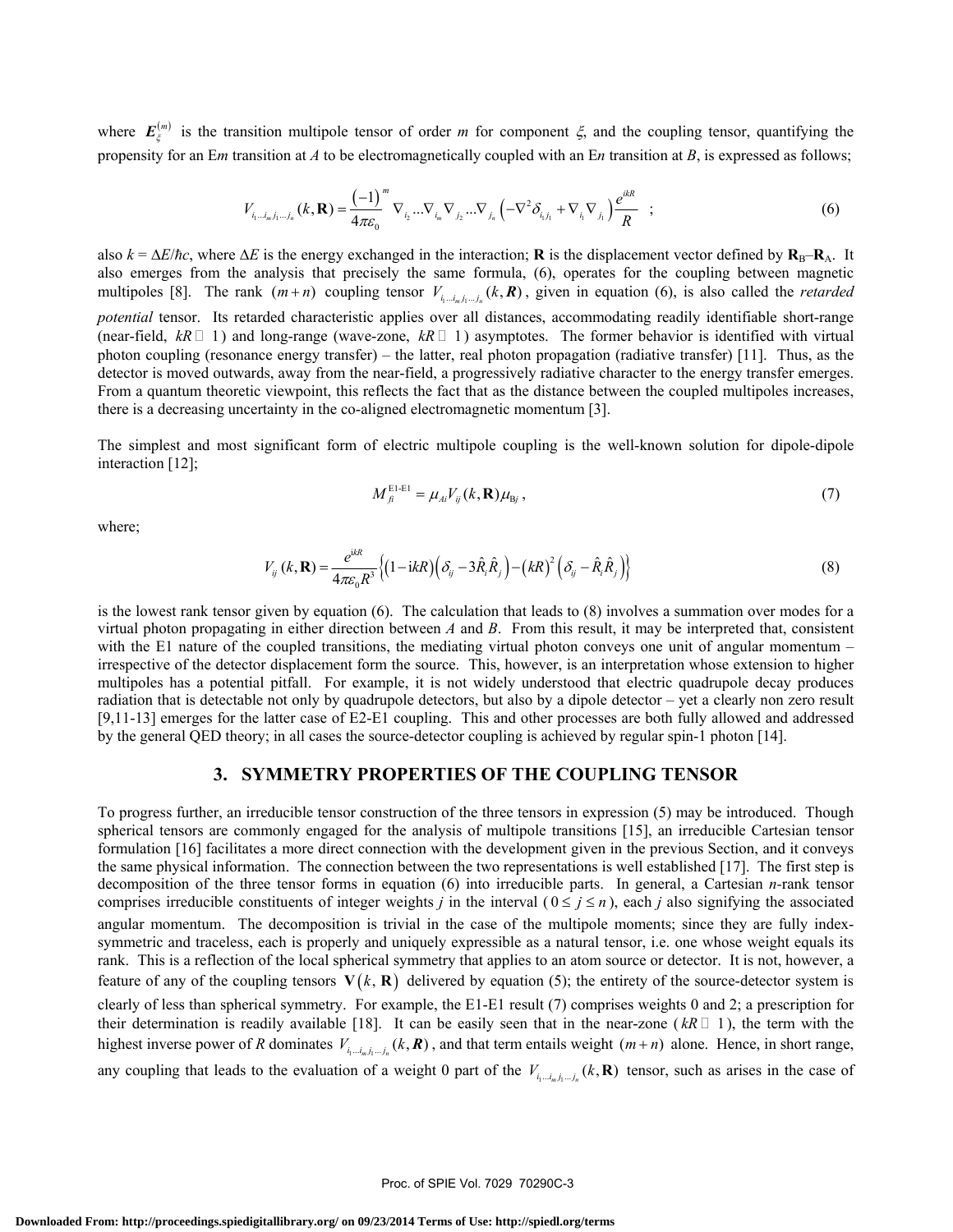where $\boldsymbol{E}_{\xi}^{(m)}$ is the transition multipole tensor of order $m$ for component $\xi$, and the coupling tensor, quantifying the propensity for an E$m$ transition at $A$ to be electromagnetically coupled with an E$n$ transition at $B$, is expressed as follows;

$$V_{i_1 \ldots i_m j_1 \ldots j_n}(k, \mathbf{R}) = \frac{(-1)^m}{4\pi\varepsilon_0} \nabla_{i_2} \ldots \nabla_{i_m} \nabla_{j_2} \ldots \nabla_{j_n} \left(-\nabla^2 \delta_{i_1 j_1} + \nabla_{i_1} \nabla_{j_1}\right) \frac{e^{ikR}}{R} \quad ; \tag{6}$$

also $k = \Delta E/\hbar c$, where $\Delta E$ is the energy exchanged in the interaction; $\mathbf{R}$ is the displacement vector defined by $\mathbf{R}_B - \mathbf{R}_A$. It also emerges from the analysis that precisely the same formula, (6), operates for the coupling between magnetic multipoles [8]. The rank $(m+n)$ coupling tensor $V_{i_1 \ldots i_m j_1 \ldots j_n}(k, \boldsymbol{R})$, given in equation (6), is also called the *retarded potential* tensor. Its retarded characteristic applies over all distances, accommodating readily identifiable short-range (near-field, $kR \ll 1$) and long-range (wave-zone, $kR \gg 1$) asymptotes. The former behavior is identified with virtual photon coupling (resonance energy transfer) – the latter, real photon propagation (radiative transfer) [11]. Thus, as the detector is moved outwards, away from the near-field, a progressively radiative character to the energy transfer emerges. From a quantum theoretic viewpoint, this reflects the fact that as the distance between the coupled multipoles increases, there is a decreasing uncertainty in the co-aligned electromagnetic momentum [3].

The simplest and most significant form of electric multipole coupling is the well-known solution for dipole-dipole interaction [12];

$$M_{fi}^{\text{E1-E1}} = \mu_{Ai} V_{ij}(k, \mathbf{R}) \mu_{Bj}\,, \tag{7}$$

where;

$$V_{ij}(k, \mathbf{R}) = \frac{e^{ikR}}{4\pi\varepsilon_0 R^3} \left\{ (1 - \mathrm{i}kR)\left(\delta_{ij} - 3\hat{R}_i \hat{R}_j\right) - (kR)^2 \left(\delta_{ij} - \hat{R}_i \hat{R}_j\right) \right\} \tag{8}$$

is the lowest rank tensor given by equation (6). The calculation that leads to (8) involves a summation over modes for a virtual photon propagating in either direction between $A$ and $B$. From this result, it may be interpreted that, consistent with the E1 nature of the coupled transitions, the mediating virtual photon conveys one unit of angular momentum – irrespective of the detector displacement form the source. This, however, is an interpretation whose extension to higher multipoles has a potential pitfall. For example, it is not widely understood that electric quadrupole decay produces radiation that is detectable not only by quadrupole detectors, but also by a dipole detector – yet a clearly non zero result [9,11-13] emerges for the latter case of E2-E1 coupling. This and other processes are both fully allowed and addressed by the general QED theory; in all cases the source-detector coupling is achieved by regular spin-1 photon [14].

## 3. SYMMETRY PROPERTIES OF THE COUPLING TENSOR

To progress further, an irreducible tensor construction of the three tensors in expression (5) may be introduced. Though spherical tensors are commonly engaged for the analysis of multipole transitions [15], an irreducible Cartesian tensor formulation [16] facilitates a more direct connection with the development given in the previous Section, and it conveys the same physical information. The connection between the two representations is well established [17]. The first step is decomposition of the three tensor forms in equation (6) into irreducible parts. In general, a Cartesian $n$-rank tensor comprises irreducible constituents of integer weights $j$ in the interval ($0 \le j \le n$), each $j$ also signifying the associated angular momentum. The decomposition is trivial in the case of the multipole moments; since they are fully index-symmetric and traceless, each is properly and uniquely expressible as a natural tensor, i.e. one whose weight equals its rank. This is a reflection of the local spherical symmetry that applies to an atom source or detector. It is not, however, a feature of any of the coupling tensors $\mathbf{V}(k, \mathbf{R})$ delivered by equation (5); the entirety of the source-detector system is clearly of less than spherical symmetry. For example, the E1-E1 result (7) comprises weights 0 and 2; a prescription for their determination is readily available [18]. It can be easily seen that in the near-zone ($kR \ll 1$), the term with the highest inverse power of $R$ dominates $V_{i_1 \ldots i_m j_1 \ldots j_n}(k, \boldsymbol{R})$, and that term entails weight $(m+n)$ alone. Hence, in short range, any coupling that leads to the evaluation of a weight 0 part of the $V_{i_1 \ldots i_m j_1 \ldots j_n}(k, \mathbf{R})$ tensor, such as arises in the case of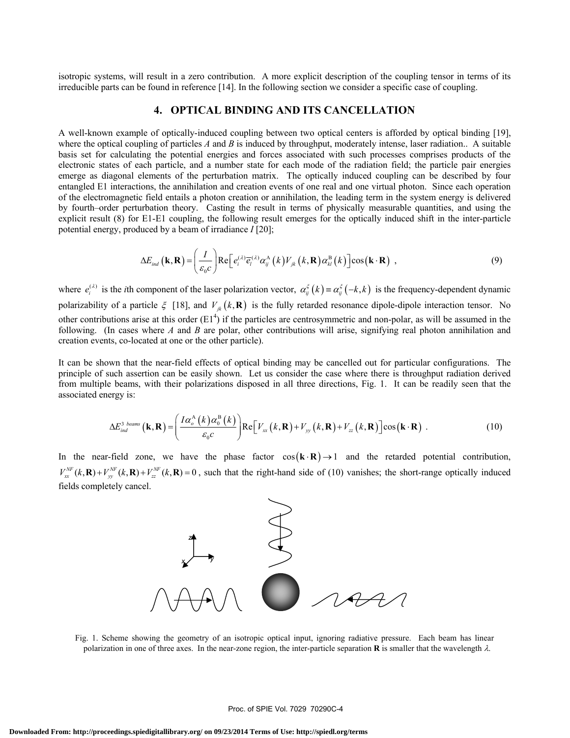isotropic systems, will result in a zero contribution. A more explicit description of the coupling tensor in terms of its irreducible parts can be found in reference [14]. In the following section we consider a specific case of coupling.

## 4. OPTICAL BINDING AND ITS CANCELLATION

A well-known example of optically-induced coupling between two optical centers is afforded by optical binding [19], where the optical coupling of particles *A* and *B* is induced by throughput, moderately intense, laser radiation.. A suitable basis set for calculating the potential energies and forces associated with such processes comprises products of the electronic states of each particle, and a number state for each mode of the radiation field; the particle pair energies emerge as diagonal elements of the perturbation matrix. The optically induced coupling can be described by four entangled E1 interactions, the annihilation and creation events of one real and one virtual photon. Since each operation of the electromagnetic field entails a photon creation or annihilation, the leading term in the system energy is delivered by fourth–order perturbation theory. Casting the result in terms of physically measurable quantities, and using the explicit result (8) for E1-E1 coupling, the following result emerges for the optically induced shift in the inter-particle potential energy, produced by a beam of irradiance *I* [20];

$$\Delta E_{ind}\left(\mathbf{k},\mathbf{R}\right)=\left(\frac{I}{\varepsilon_0 c}\right)\mathrm{Re}\left[e_i^{(\lambda)}\bar{e}_l^{(\lambda)}\alpha_{ij}^{\mathrm{A}}\left(k\right)V_{jk}\left(k,\mathbf{R}\right)\alpha_{kl}^{\mathrm{B}}\left(k\right)\right]\cos\left(\mathbf{k}\cdot\mathbf{R}\right)\ , \tag{9}$$

where $e_i^{(\lambda)}$ is the *i*th component of the laser polarization vector, $\alpha_{ij}^{\xi}\left(k\right)\equiv\alpha_{ij}^{\xi}\left(-k,k\right)$ is the frequency-dependent dynamic polarizability of a particle $\xi$ [18], and $V_{jk}\left(k,\mathbf{R}\right)$ is the fully retarded resonance dipole-dipole interaction tensor. No other contributions arise at this order (E1$^4$) if the particles are centrosymmetric and non-polar, as will be assumed in the following. (In cases where *A* and *B* are polar, other contributions will arise, signifying real photon annihilation and creation events, co-located at one or the other particle).

It can be shown that the near-field effects of optical binding may be cancelled out for particular configurations. The principle of such assertion can be easily shown. Let us consider the case where there is throughput radiation derived from multiple beams, with their polarizations disposed in all three directions, Fig. 1. It can be readily seen that the associated energy is:

$$\Delta E_{ind}^{3\ beams}\left(\mathbf{k},\mathbf{R}\right)=\left(\frac{I\alpha_o^{\mathrm{A}}\left(k\right)\alpha_0^{\mathrm{B}}\left(k\right)}{\varepsilon_0 c}\right)\mathrm{Re}\left[V_{xx}\left(k,\mathbf{R}\right)+V_{yy}\left(k,\mathbf{R}\right)+V_{zz}\left(k,\mathbf{R}\right)\right]\cos\left(\mathbf{k}\cdot\mathbf{R}\right)\ . \tag{10}$$

In the near-field zone, we have the phase factor $\cos\left(\mathbf{k}\cdot\mathbf{R}\right)\rightarrow 1$ and the retarded potential contribution, $V_{xx}^{NF}(k,\mathbf{R})+V_{yy}^{NF}(k,\mathbf{R})+V_{zz}^{NF}(k,\mathbf{R})=0$, such that the right-hand side of (10) vanishes; the short-range optically induced fields completely cancel.

Fig. 1. Scheme showing the geometry of an isotropic optical input, ignoring radiative pressure. Each beam has linear polarization in one of three axes. In the near-zone region, the inter-particle separation **R** is smaller that the wavelength $\lambda$.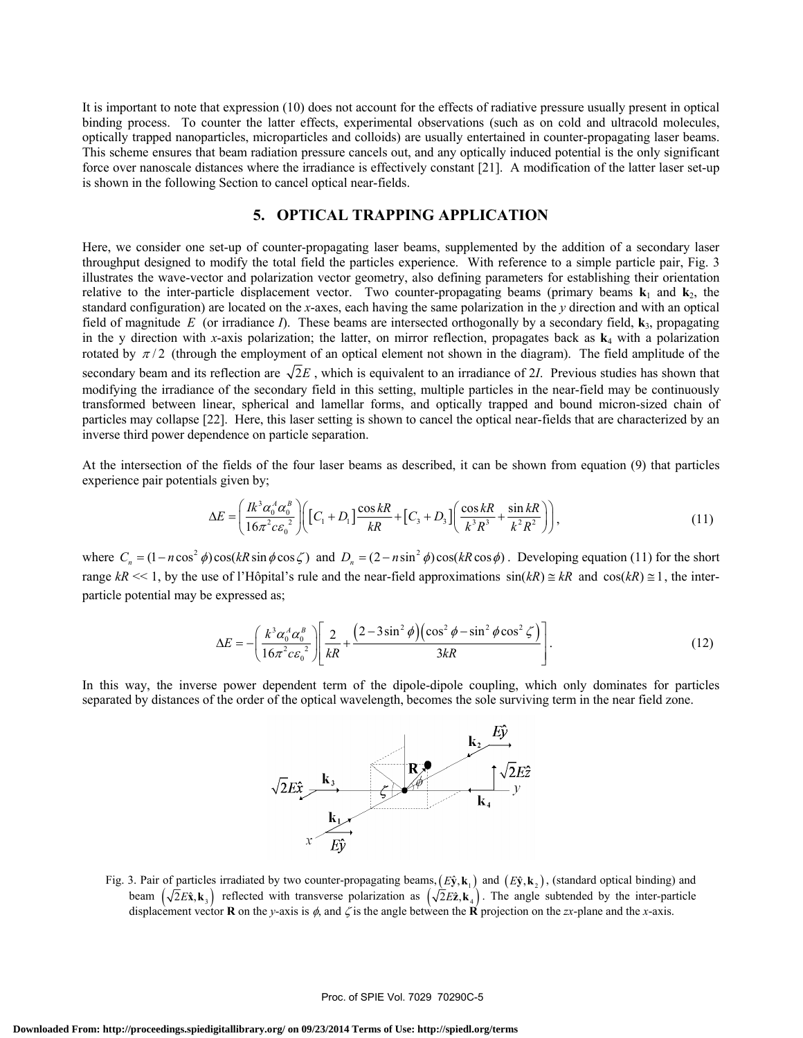It is important to note that expression (10) does not account for the effects of radiative pressure usually present in optical binding process. To counter the latter effects, experimental observations (such as on cold and ultracold molecules, optically trapped nanoparticles, microparticles and colloids) are usually entertained in counter-propagating laser beams. This scheme ensures that beam radiation pressure cancels out, and any optically induced potential is the only significant force over nanoscale distances where the irradiance is effectively constant [21]. A modification of the latter laser set-up is shown in the following Section to cancel optical near-fields.

## 5. OPTICAL TRAPPING APPLICATION

Here, we consider one set-up of counter-propagating laser beams, supplemented by the addition of a secondary laser throughput designed to modify the total field the particles experience. With reference to a simple particle pair, Fig. 3 illustrates the wave-vector and polarization vector geometry, also defining parameters for establishing their orientation relative to the inter-particle displacement vector. Two counter-propagating beams (primary beams $\mathbf{k}_1$ and $\mathbf{k}_2$, the standard configuration) are located on the *x*-axes, each having the same polarization in the *y* direction and with an optical field of magnitude $E$ (or irradiance *I*). These beams are intersected orthogonally by a secondary field, $\mathbf{k}_3$, propagating in the y direction with *x*-axis polarization; the latter, on mirror reflection, propagates back as $\mathbf{k}_4$ with a polarization rotated by $\pi/2$ (through the employment of an optical element not shown in the diagram). The field amplitude of the secondary beam and its reflection are $\sqrt{2}E$, which is equivalent to an irradiance of 2*I*. Previous studies has shown that modifying the irradiance of the secondary field in this setting, multiple particles in the near-field may be continuously transformed between linear, spherical and lamellar forms, and optically trapped and bound micron-sized chain of particles may collapse [22]. Here, this laser setting is shown to cancel the optical near-fields that are characterized by an inverse third power dependence on particle separation.

At the intersection of the fields of the four laser beams as described, it can be shown from equation (9) that particles experience pair potentials given by;

$$\Delta E = \left(\frac{Ik^3\alpha_0^A\alpha_0^B}{16\pi^2 c\varepsilon_0^{\ 2}}\right)\left(\left[C_1 + D_1\right]\frac{\cos kR}{kR} + \left[C_3 + D_3\right]\left(\frac{\cos kR}{k^3R^3} + \frac{\sin kR}{k^2R^2}\right)\right), \tag{11}$$

where $C_n = (1 - n\cos^2\phi)\cos(kR\sin\phi\cos\zeta)$ and $D_n = (2 - n\sin^2\phi)\cos(kR\cos\phi)$. Developing equation (11) for the short range $kR << 1$, by the use of l'Hôpital's rule and the near-field approximations $\sin(kR) \cong kR$ and $\cos(kR) \cong 1$, the inter-particle potential may be expressed as;

$$\Delta E = -\left(\frac{k^3\alpha_0^A\alpha_0^B}{16\pi^2 c\varepsilon_0^{\ 2}}\right)\left[\frac{2}{kR} + \frac{\left(2 - 3\sin^2\phi\right)\left(\cos^2\phi - \sin^2\phi\cos^2\zeta\right)}{3kR}\right]. \tag{12}$$

In this way, the inverse power dependent term of the dipole-dipole coupling, which only dominates for particles separated by distances of the order of the optical wavelength, becomes the sole surviving term in the near field zone.

Fig. 3. Pair of particles irradiated by two counter-propagating beams, $\left(E\hat{\mathbf{y}},\mathbf{k}_1\right)$ and $\left(E\hat{\mathbf{y}},\mathbf{k}_2\right)$, (standard optical binding) and beam $\left(\sqrt{2}E\hat{\mathbf{x}},\mathbf{k}_3\right)$ reflected with transverse polarization as $\left(\sqrt{2}E\hat{\mathbf{z}},\mathbf{k}_4\right)$. The angle subtended by the inter-particle displacement vector $\mathbf{R}$ on the *y*-axis is $\phi$, and $\zeta$ is the angle between the $\mathbf{R}$ projection on the *zx*-plane and the *x*-axis.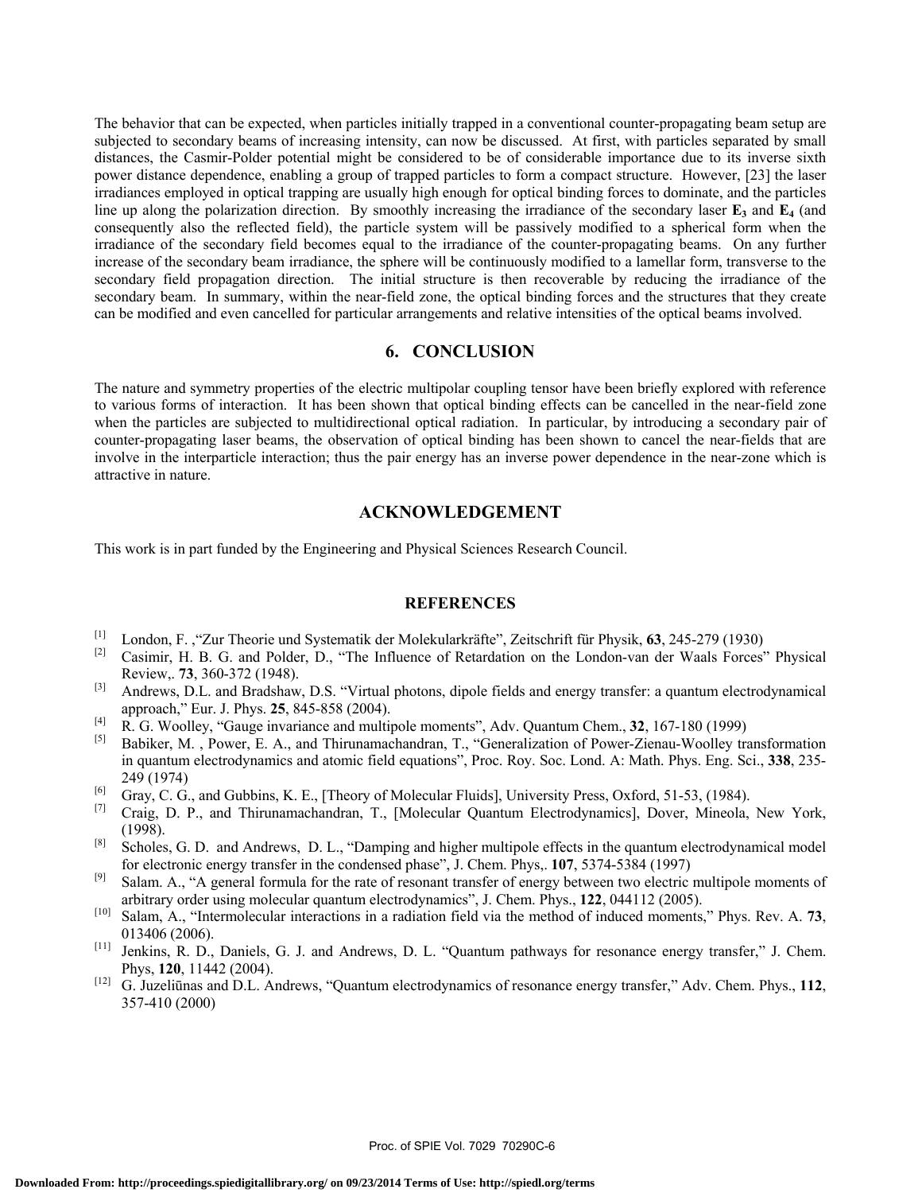The behavior that can be expected, when particles initially trapped in a conventional counter-propagating beam setup are subjected to secondary beams of increasing intensity, can now be discussed. At first, with particles separated by small distances, the Casmir-Polder potential might be considered to be of considerable importance due to its inverse sixth power distance dependence, enabling a group of trapped particles to form a compact structure. However, [23] the laser irradiances employed in optical trapping are usually high enough for optical binding forces to dominate, and the particles line up along the polarization direction. By smoothly increasing the irradiance of the secondary laser $\mathbf{E}_3$ and $\mathbf{E}_4$ (and consequently also the reflected field), the particle system will be passively modified to a spherical form when the irradiance of the secondary field becomes equal to the irradiance of the counter-propagating beams. On any further increase of the secondary beam irradiance, the sphere will be continuously modified to a lamellar form, transverse to the secondary field propagation direction. The initial structure is then recoverable by reducing the irradiance of the secondary beam. In summary, within the near-field zone, the optical binding forces and the structures that they create can be modified and even cancelled for particular arrangements and relative intensities of the optical beams involved.

## 6. CONCLUSION

The nature and symmetry properties of the electric multipolar coupling tensor have been briefly explored with reference to various forms of interaction. It has been shown that optical binding effects can be cancelled in the near-field zone when the particles are subjected to multidirectional optical radiation. In particular, by introducing a secondary pair of counter-propagating laser beams, the observation of optical binding has been shown to cancel the near-fields that are involve in the interparticle interaction; thus the pair energy has an inverse power dependence in the near-zone which is attractive in nature.

## ACKNOWLEDGEMENT

This work is in part funded by the Engineering and Physical Sciences Research Council.

## REFERENCES

[1] London, F. ,"Zur Theorie und Systematik der Molekularkräfte", Zeitschrift für Physik, **63**, 245-279 (1930)

[2] Casimir, H. B. G. and Polder, D., "The Influence of Retardation on the London-van der Waals Forces" Physical Review,. **73**, 360-372 (1948).

[3] Andrews, D.L. and Bradshaw, D.S. "Virtual photons, dipole fields and energy transfer: a quantum electrodynamical approach," Eur. J. Phys. **25**, 845-858 (2004).

[4] R. G. Woolley, "Gauge invariance and multipole moments", Adv. Quantum Chem., **32**, 167-180 (1999)

[5] Babiker, M. , Power, E. A., and Thirunamachandran, T., "Generalization of Power-Zienau-Woolley transformation in quantum electrodynamics and atomic field equations", Proc. Roy. Soc. Lond. A: Math. Phys. Eng. Sci., **338**, 235-249 (1974)

[6] Gray, C. G., and Gubbins, K. E., [Theory of Molecular Fluids], University Press, Oxford, 51-53, (1984).

[7] Craig, D. P., and Thirunamachandran, T., [Molecular Quantum Electrodynamics], Dover, Mineola, New York, (1998).

[8] Scholes, G. D. and Andrews, D. L., "Damping and higher multipole effects in the quantum electrodynamical model for electronic energy transfer in the condensed phase", J. Chem. Phys,. **107**, 5374-5384 (1997)

[9] Salam. A., "A general formula for the rate of resonant transfer of energy between two electric multipole moments of arbitrary order using molecular quantum electrodynamics", J. Chem. Phys., **122**, 044112 (2005).

[10] Salam, A., "Intermolecular interactions in a radiation field via the method of induced moments," Phys. Rev. A. **73**, 013406 (2006).

[11] Jenkins, R. D., Daniels, G. J. and Andrews, D. L. "Quantum pathways for resonance energy transfer," J. Chem. Phys, **120**, 11442 (2004).

[12] G. Juzeliūnas and D.L. Andrews, "Quantum electrodynamics of resonance energy transfer," Adv. Chem. Phys., **112**, 357-410 (2000)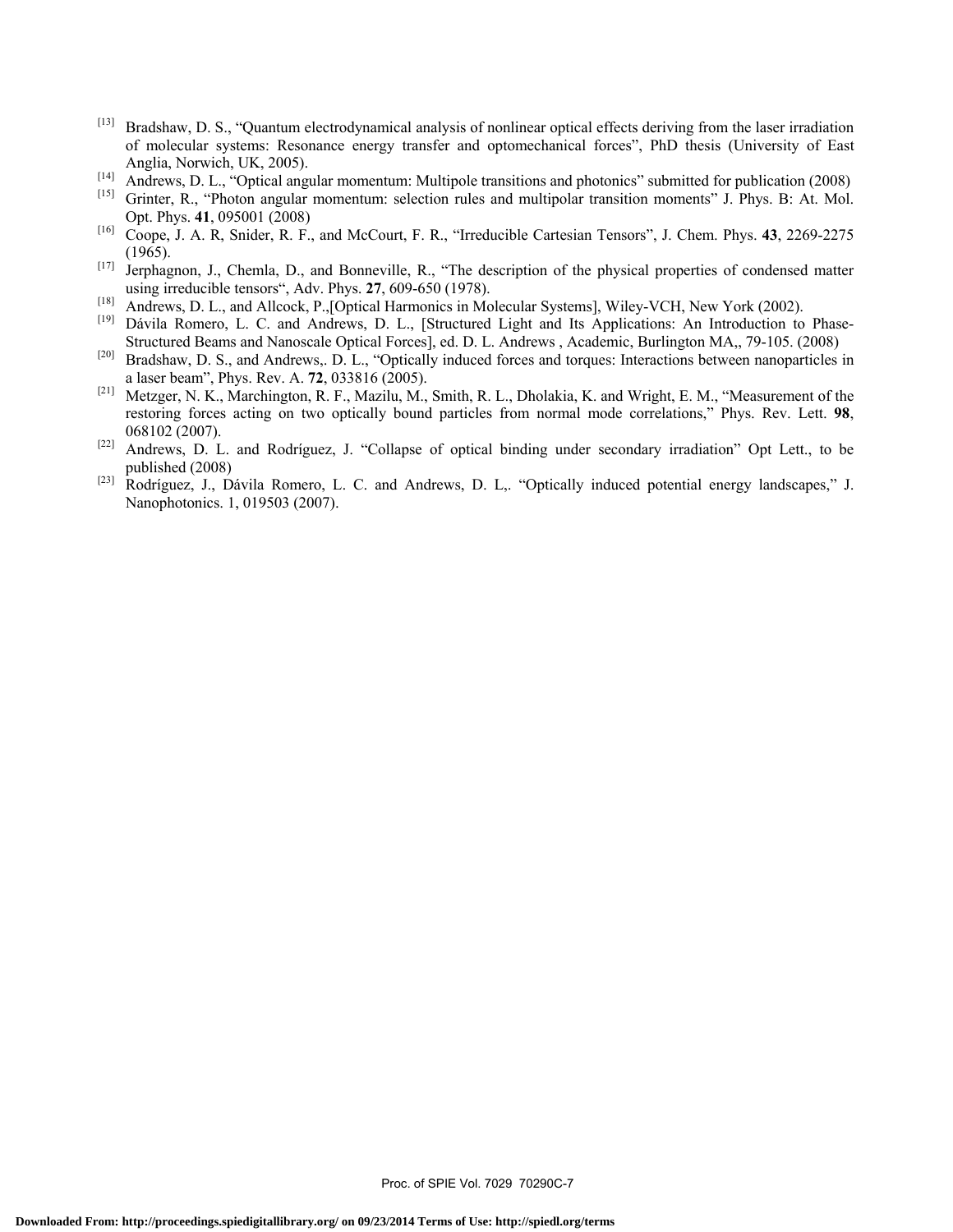[13] Bradshaw, D. S., "Quantum electrodynamical analysis of nonlinear optical effects deriving from the laser irradiation of molecular systems: Resonance energy transfer and optomechanical forces", PhD thesis (University of East Anglia, Norwich, UK, 2005).

[14] Andrews, D. L., "Optical angular momentum: Multipole transitions and photonics" submitted for publication (2008)

[15] Grinter, R., "Photon angular momentum: selection rules and multipolar transition moments" J. Phys. B: At. Mol. Opt. Phys. **41**, 095001 (2008)

[16] Coope, J. A. R, Snider, R. F., and McCourt, F. R., "Irreducible Cartesian Tensors", J. Chem. Phys. **43**, 2269-2275 (1965).

[17] Jerphagnon, J., Chemla, D., and Bonneville, R., "The description of the physical properties of condensed matter using irreducible tensors", Adv. Phys. **27**, 609-650 (1978).

[18] Andrews, D. L., and Allcock, P.,[Optical Harmonics in Molecular Systems], Wiley-VCH, New York (2002).

[19] Dávila Romero, L. C. and Andrews, D. L., [Structured Light and Its Applications: An Introduction to Phase-Structured Beams and Nanoscale Optical Forces], ed. D. L. Andrews , Academic, Burlington MA,, 79-105. (2008)

[20] Bradshaw, D. S., and Andrews,. D. L., "Optically induced forces and torques: Interactions between nanoparticles in a laser beam", Phys. Rev. A. **72**, 033816 (2005).

[21] Metzger, N. K., Marchington, R. F., Mazilu, M., Smith, R. L., Dholakia, K. and Wright, E. M., "Measurement of the restoring forces acting on two optically bound particles from normal mode correlations," Phys. Rev. Lett. **98**, 068102 (2007).

[22] Andrews, D. L. and Rodríguez, J. "Collapse of optical binding under secondary irradiation" Opt Lett., to be published (2008)

[23] Rodríguez, J., Dávila Romero, L. C. and Andrews, D. L,. "Optically induced potential energy landscapes," J. Nanophotonics. 1, 019503 (2007).